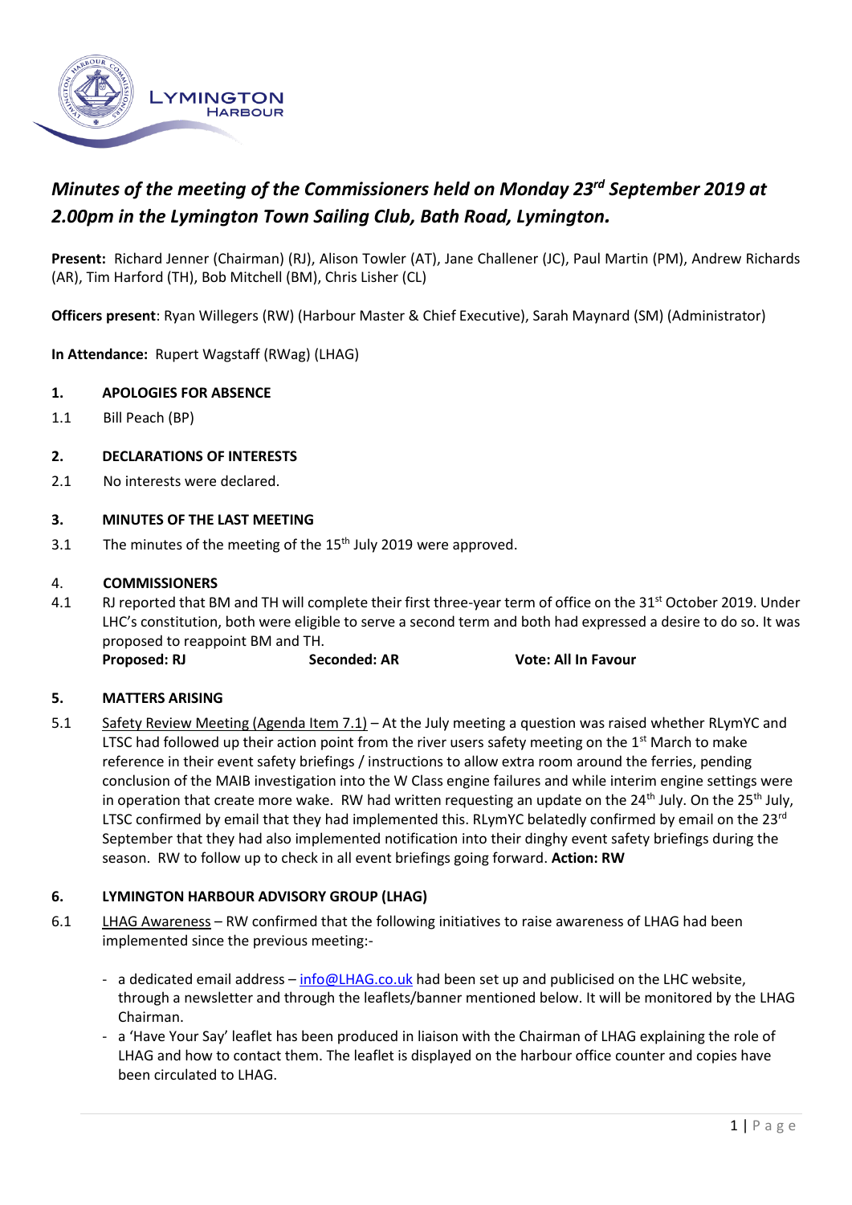LYMINGTON HARBOUR

# *Minutes of the meeting of the Commissioners held on Monday 23rd September 2019 at 2.00pm in the Lymington Town Sailing Club, Bath Road, Lymington.*

**Present:** Richard Jenner (Chairman) (RJ), Alison Towler (AT), Jane Challener (JC), Paul Martin (PM), Andrew Richards (AR), Tim Harford (TH), Bob Mitchell (BM), Chris Lisher (CL)

**Officers present**: Ryan Willegers (RW) (Harbour Master & Chief Executive), Sarah Maynard (SM) (Administrator)

**In Attendance:** Rupert Wagstaff (RWag) (LHAG)

## 1. APOLOGIES FOR ABSENCE

1.1 Bill Peach (BP)

## 2. DECLARATIONS OF INTERESTS

2.1 No interests were declared.

## 3. MINUTES OF THE LAST MEETING

3.1 The minutes of the meeting of the 15th July 2019 were approved.

## 4. COMMISSIONERS

4.1 RJ reported that BM and TH will complete their first three-year term of office on the 31st October 2019. Under LHC's constitution, both were eligible to serve a second term and both had expressed a desire to do so. It was proposed to reappoint BM and TH.

**Proposed: RJ** **Seconded: AR** **Vote: All In Favour**

## 5. MATTERS ARISING

5.1 Safety Review Meeting (Agenda Item 7.1) – At the July meeting a question was raised whether RLymYC and LTSC had followed up their action point from the river users safety meeting on the 1st March to make reference in their event safety briefings / instructions to allow extra room around the ferries, pending conclusion of the MAIB investigation into the W Class engine failures and while interim engine settings were in operation that create more wake. RW had written requesting an update on the 24th July. On the 25th July, LTSC confirmed by email that they had implemented this. RLymYC belatedly confirmed by email on the 23rd September that they had also implemented notification into their dinghy event safety briefings during the season. RW to follow up to check in all event briefings going forward. **Action: RW**

## 6. LYMINGTON HARBOUR ADVISORY GROUP (LHAG)

6.1 LHAG Awareness – RW confirmed that the following initiatives to raise awareness of LHAG had been implemented since the previous meeting:-

- a dedicated email address – info@LHAG.co.uk had been set up and publicised on the LHC website, through a newsletter and through the leaflets/banner mentioned below. It will be monitored by the LHAG Chairman.
- a 'Have Your Say' leaflet has been produced in liaison with the Chairman of LHAG explaining the role of LHAG and how to contact them. The leaflet is displayed on the harbour office counter and copies have been circulated to LHAG.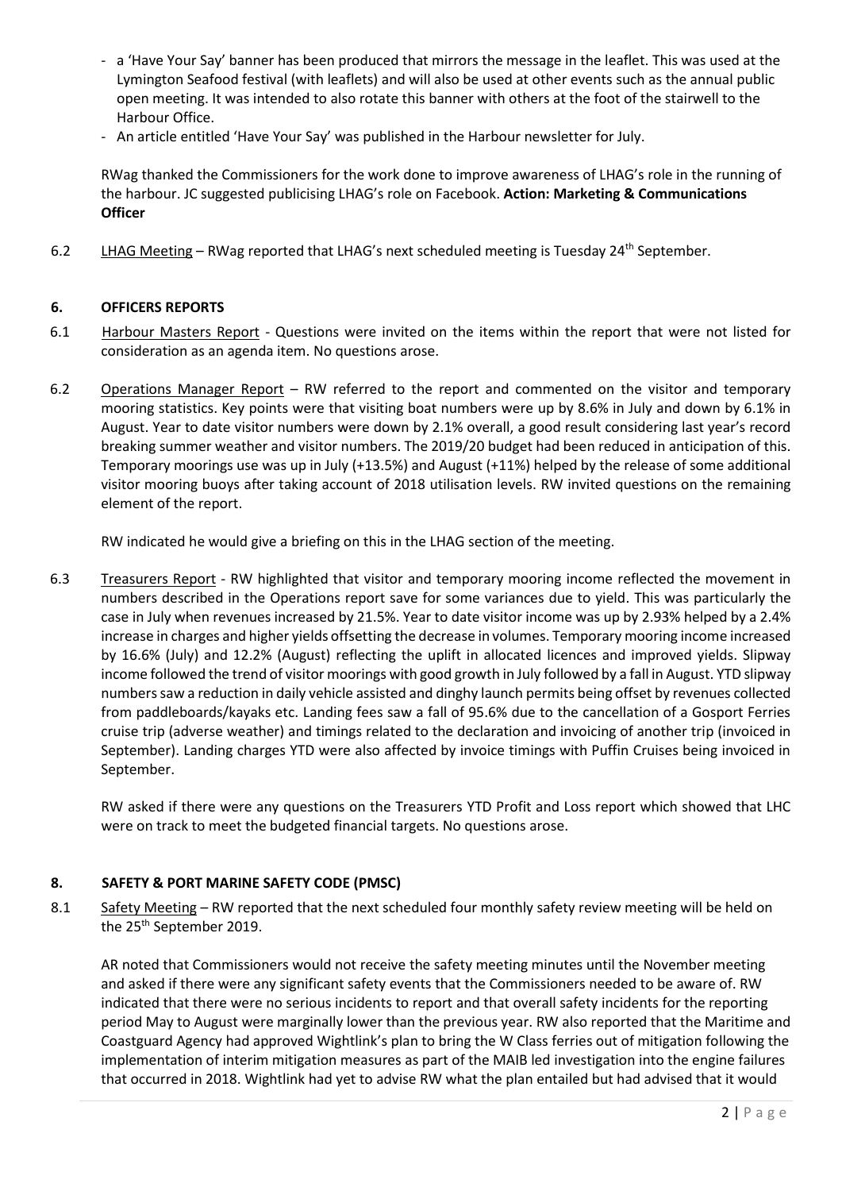- a 'Have Your Say' banner has been produced that mirrors the message in the leaflet. This was used at the Lymington Seafood festival (with leaflets) and will also be used at other events such as the annual public open meeting. It was intended to also rotate this banner with others at the foot of the stairwell to the Harbour Office.
- An article entitled 'Have Your Say' was published in the Harbour newsletter for July.

RWag thanked the Commissioners for the work done to improve awareness of LHAG's role in the running of the harbour. JC suggested publicising LHAG's role on Facebook. **Action: Marketing & Communications Officer**

6.2 LHAG Meeting – RWag reported that LHAG's next scheduled meeting is Tuesday 24th September.

## 6. OFFICERS REPORTS

6.1 Harbour Masters Report - Questions were invited on the items within the report that were not listed for consideration as an agenda item. No questions arose.

6.2 Operations Manager Report – RW referred to the report and commented on the visitor and temporary mooring statistics. Key points were that visiting boat numbers were up by 8.6% in July and down by 6.1% in August. Year to date visitor numbers were down by 2.1% overall, a good result considering last year's record breaking summer weather and visitor numbers. The 2019/20 budget had been reduced in anticipation of this. Temporary moorings use was up in July (+13.5%) and August (+11%) helped by the release of some additional visitor mooring buoys after taking account of 2018 utilisation levels. RW invited questions on the remaining element of the report.

RW indicated he would give a briefing on this in the LHAG section of the meeting.

6.3 Treasurers Report - RW highlighted that visitor and temporary mooring income reflected the movement in numbers described in the Operations report save for some variances due to yield. This was particularly the case in July when revenues increased by 21.5%. Year to date visitor income was up by 2.93% helped by a 2.4% increase in charges and higher yields offsetting the decrease in volumes. Temporary mooring income increased by 16.6% (July) and 12.2% (August) reflecting the uplift in allocated licences and improved yields. Slipway income followed the trend of visitor moorings with good growth in July followed by a fall in August. YTD slipway numbers saw a reduction in daily vehicle assisted and dinghy launch permits being offset by revenues collected from paddleboards/kayaks etc. Landing fees saw a fall of 95.6% due to the cancellation of a Gosport Ferries cruise trip (adverse weather) and timings related to the declaration and invoicing of another trip (invoiced in September). Landing charges YTD were also affected by invoice timings with Puffin Cruises being invoiced in September.

RW asked if there were any questions on the Treasurers YTD Profit and Loss report which showed that LHC were on track to meet the budgeted financial targets. No questions arose.

## 8. SAFETY & PORT MARINE SAFETY CODE (PMSC)

8.1 Safety Meeting – RW reported that the next scheduled four monthly safety review meeting will be held on the 25th September 2019.

AR noted that Commissioners would not receive the safety meeting minutes until the November meeting and asked if there were any significant safety events that the Commissioners needed to be aware of. RW indicated that there were no serious incidents to report and that overall safety incidents for the reporting period May to August were marginally lower than the previous year. RW also reported that the Maritime and Coastguard Agency had approved Wightlink's plan to bring the W Class ferries out of mitigation following the implementation of interim mitigation measures as part of the MAIB led investigation into the engine failures that occurred in 2018. Wightlink had yet to advise RW what the plan entailed but had advised that it would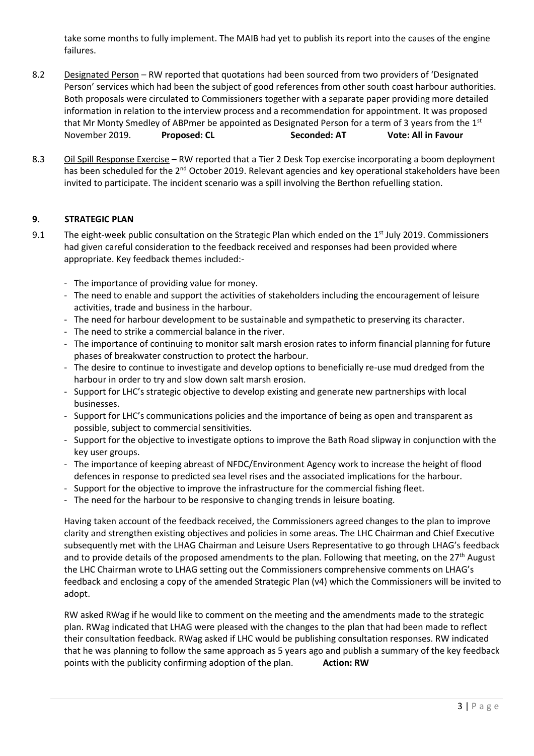take some months to fully implement. The MAIB had yet to publish its report into the causes of the engine failures.

8.2 Designated Person – RW reported that quotations had been sourced from two providers of 'Designated Person' services which had been the subject of good references from other south coast harbour authorities. Both proposals were circulated to Commissioners together with a separate paper providing more detailed information in relation to the interview process and a recommendation for appointment. It was proposed that Mr Monty Smedley of ABPmer be appointed as Designated Person for a term of 3 years from the 1st November 2019. **Proposed: CL** **Seconded: AT** **Vote: All in Favour**

8.3 Oil Spill Response Exercise – RW reported that a Tier 2 Desk Top exercise incorporating a boom deployment has been scheduled for the 2nd October 2019. Relevant agencies and key operational stakeholders have been invited to participate. The incident scenario was a spill involving the Berthon refuelling station.

## 9. STRATEGIC PLAN

9.1 The eight-week public consultation on the Strategic Plan which ended on the 1st July 2019. Commissioners had given careful consideration to the feedback received and responses had been provided where appropriate. Key feedback themes included:-

- The importance of providing value for money.
- The need to enable and support the activities of stakeholders including the encouragement of leisure activities, trade and business in the harbour.
- The need for harbour development to be sustainable and sympathetic to preserving its character.
- The need to strike a commercial balance in the river.
- The importance of continuing to monitor salt marsh erosion rates to inform financial planning for future phases of breakwater construction to protect the harbour.
- The desire to continue to investigate and develop options to beneficially re-use mud dredged from the harbour in order to try and slow down salt marsh erosion.
- Support for LHC's strategic objective to develop existing and generate new partnerships with local businesses.
- Support for LHC's communications policies and the importance of being as open and transparent as possible, subject to commercial sensitivities.
- Support for the objective to investigate options to improve the Bath Road slipway in conjunction with the key user groups.
- The importance of keeping abreast of NFDC/Environment Agency work to increase the height of flood defences in response to predicted sea level rises and the associated implications for the harbour.
- Support for the objective to improve the infrastructure for the commercial fishing fleet.
- The need for the harbour to be responsive to changing trends in leisure boating.

Having taken account of the feedback received, the Commissioners agreed changes to the plan to improve clarity and strengthen existing objectives and policies in some areas. The LHC Chairman and Chief Executive subsequently met with the LHAG Chairman and Leisure Users Representative to go through LHAG's feedback and to provide details of the proposed amendments to the plan. Following that meeting, on the 27th August the LHC Chairman wrote to LHAG setting out the Commissioners comprehensive comments on LHAG's feedback and enclosing a copy of the amended Strategic Plan (v4) which the Commissioners will be invited to adopt.

RW asked RWag if he would like to comment on the meeting and the amendments made to the strategic plan. RWag indicated that LHAG were pleased with the changes to the plan that had been made to reflect their consultation feedback. RWag asked if LHC would be publishing consultation responses. RW indicated that he was planning to follow the same approach as 5 years ago and publish a summary of the key feedback points with the publicity confirming adoption of the plan. **Action: RW**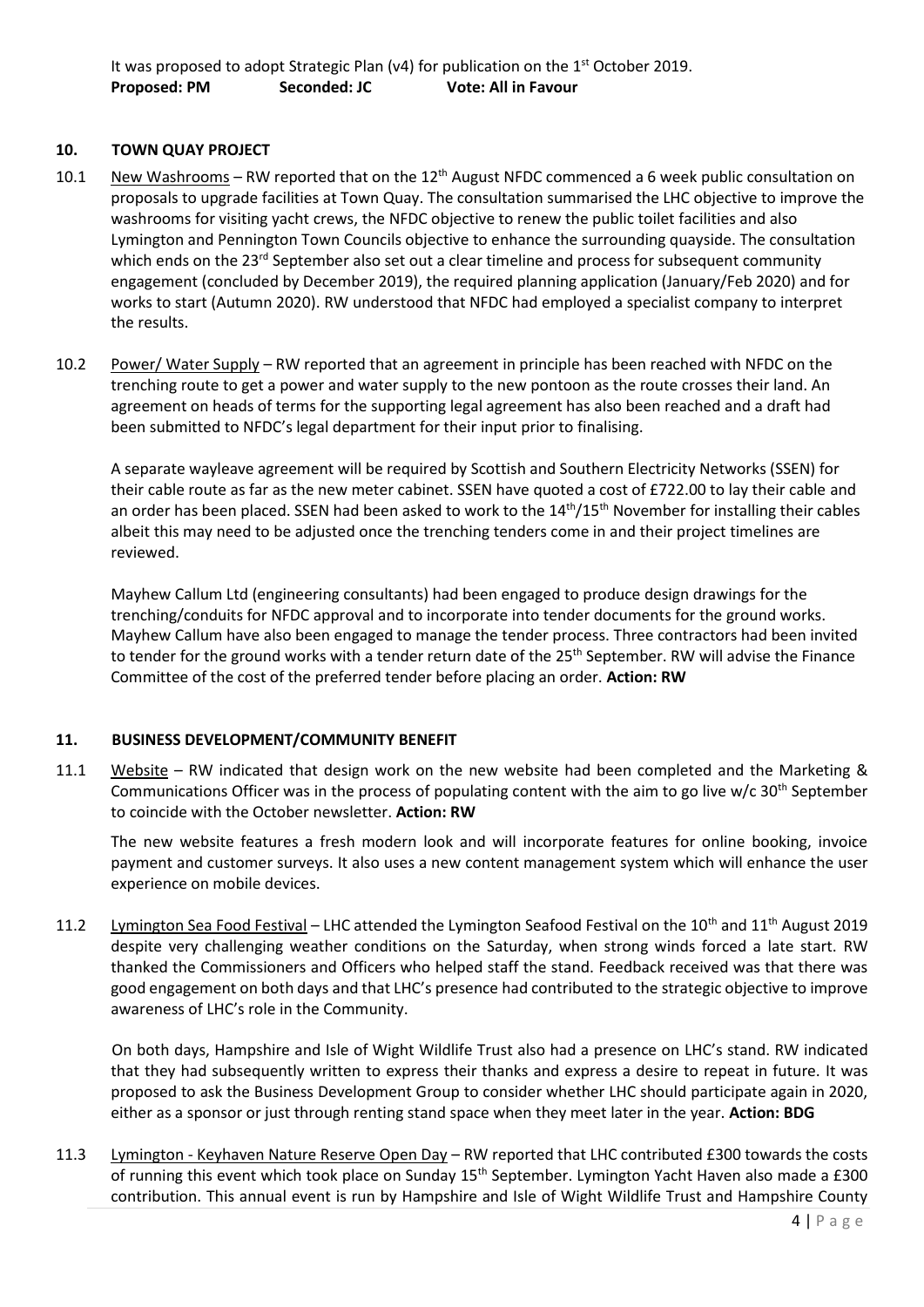It was proposed to adopt Strategic Plan (v4) for publication on the 1st October 2019.
**Proposed: PM** **Seconded: JC** **Vote: All in Favour**

## 10. TOWN QUAY PROJECT

10.1 New Washrooms – RW reported that on the 12th August NFDC commenced a 6 week public consultation on proposals to upgrade facilities at Town Quay. The consultation summarised the LHC objective to improve the washrooms for visiting yacht crews, the NFDC objective to renew the public toilet facilities and also Lymington and Pennington Town Councils objective to enhance the surrounding quayside. The consultation which ends on the 23rd September also set out a clear timeline and process for subsequent community engagement (concluded by December 2019), the required planning application (January/Feb 2020) and for works to start (Autumn 2020). RW understood that NFDC had employed a specialist company to interpret the results.

10.2 Power/ Water Supply – RW reported that an agreement in principle has been reached with NFDC on the trenching route to get a power and water supply to the new pontoon as the route crosses their land. An agreement on heads of terms for the supporting legal agreement has also been reached and a draft had been submitted to NFDC's legal department for their input prior to finalising.

A separate wayleave agreement will be required by Scottish and Southern Electricity Networks (SSEN) for their cable route as far as the new meter cabinet. SSEN have quoted a cost of £722.00 to lay their cable and an order has been placed. SSEN had been asked to work to the 14th/15th November for installing their cables albeit this may need to be adjusted once the trenching tenders come in and their project timelines are reviewed.

Mayhew Callum Ltd (engineering consultants) had been engaged to produce design drawings for the trenching/conduits for NFDC approval and to incorporate into tender documents for the ground works. Mayhew Callum have also been engaged to manage the tender process. Three contractors had been invited to tender for the ground works with a tender return date of the 25th September. RW will advise the Finance Committee of the cost of the preferred tender before placing an order. **Action: RW**

## 11. BUSINESS DEVELOPMENT/COMMUNITY BENEFIT

11.1 Website – RW indicated that design work on the new website had been completed and the Marketing & Communications Officer was in the process of populating content with the aim to go live w/c 30th September to coincide with the October newsletter. **Action: RW**

The new website features a fresh modern look and will incorporate features for online booking, invoice payment and customer surveys. It also uses a new content management system which will enhance the user experience on mobile devices.

11.2 Lymington Sea Food Festival – LHC attended the Lymington Seafood Festival on the 10th and 11th August 2019 despite very challenging weather conditions on the Saturday, when strong winds forced a late start. RW thanked the Commissioners and Officers who helped staff the stand. Feedback received was that there was good engagement on both days and that LHC's presence had contributed to the strategic objective to improve awareness of LHC's role in the Community.

On both days, Hampshire and Isle of Wight Wildlife Trust also had a presence on LHC's stand. RW indicated that they had subsequently written to express their thanks and express a desire to repeat in future. It was proposed to ask the Business Development Group to consider whether LHC should participate again in 2020, either as a sponsor or just through renting stand space when they meet later in the year. **Action: BDG**

11.3 Lymington - Keyhaven Nature Reserve Open Day – RW reported that LHC contributed £300 towards the costs of running this event which took place on Sunday 15th September. Lymington Yacht Haven also made a £300 contribution. This annual event is run by Hampshire and Isle of Wight Wildlife Trust and Hampshire County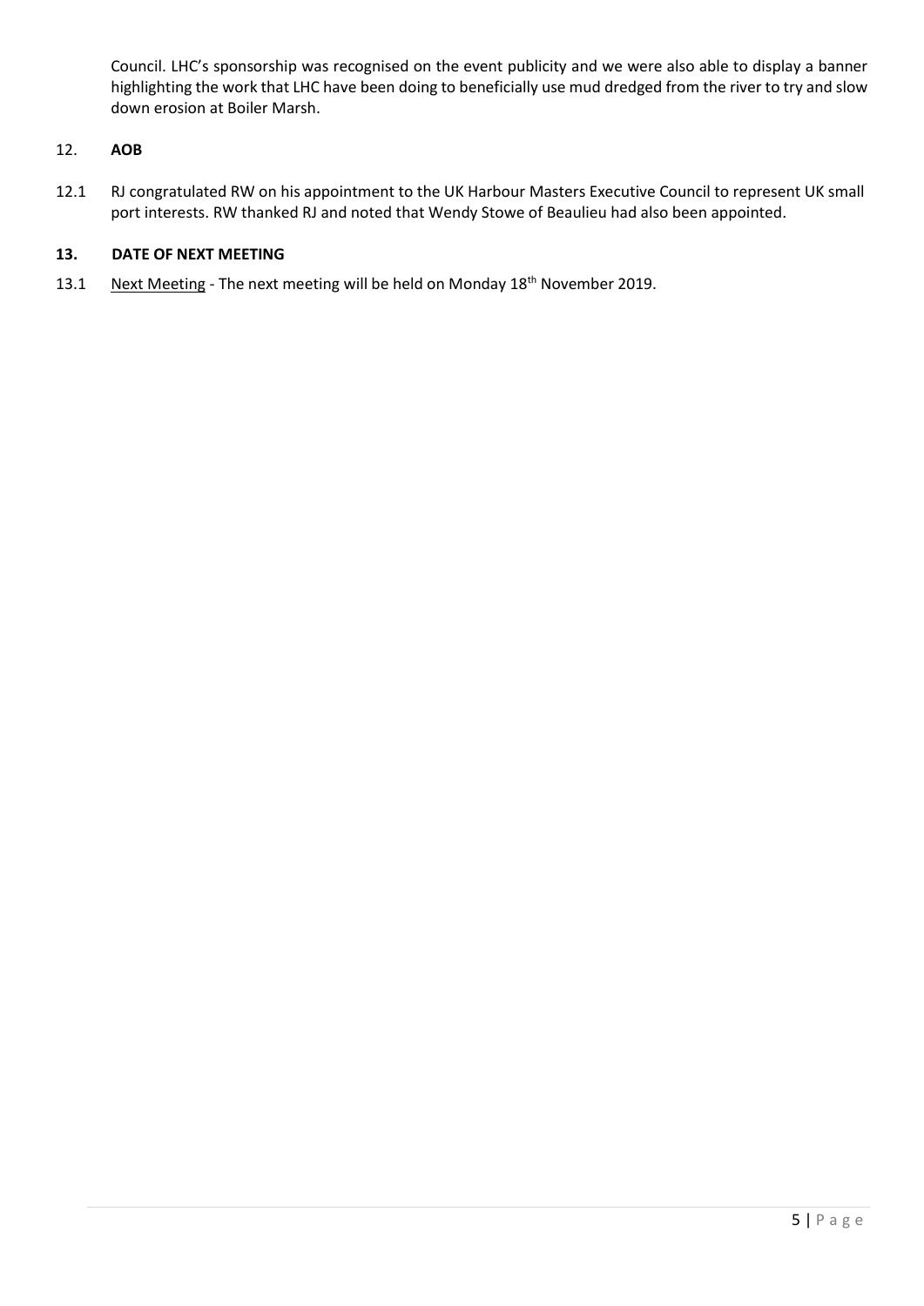Council. LHC's sponsorship was recognised on the event publicity and we were also able to display a banner highlighting the work that LHC have been doing to beneficially use mud dredged from the river to try and slow down erosion at Boiler Marsh.

## 12. AOB

12.1 RJ congratulated RW on his appointment to the UK Harbour Masters Executive Council to represent UK small port interests. RW thanked RJ and noted that Wendy Stowe of Beaulieu had also been appointed.

## 13. DATE OF NEXT MEETING

13.1 Next Meeting - The next meeting will be held on Monday 18th November 2019.